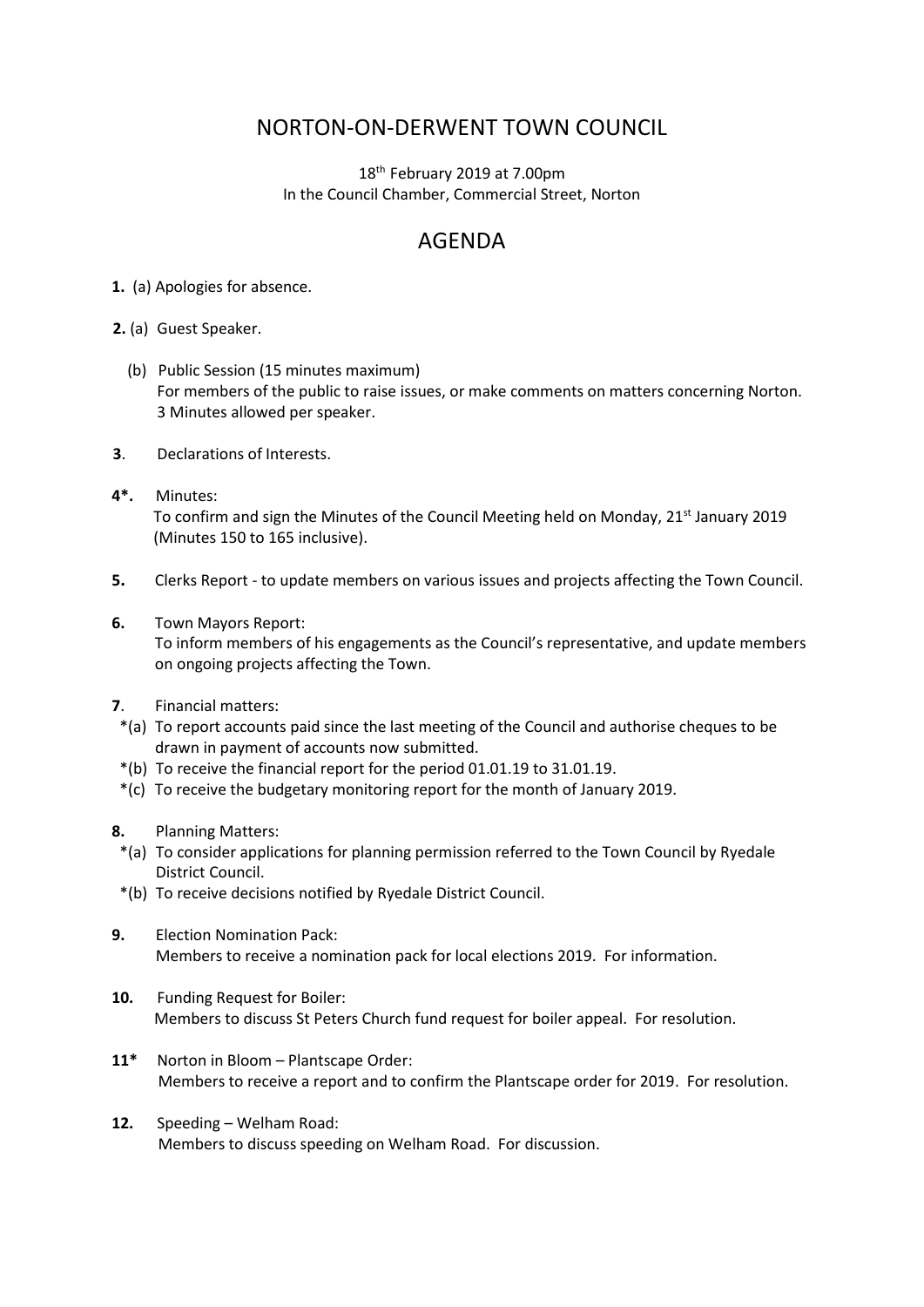# NORTON-ON-DERWENT TOWN COUNCIL

18th February 2019 at 7.00pm
In the Council Chamber, Commercial Street, Norton

## AGENDA

**1.** (a) Apologies for absence.

**2.** (a) Guest Speaker.

(b) Public Session (15 minutes maximum)
For members of the public to raise issues, or make comments on matters concerning Norton. 3 Minutes allowed per speaker.

**3**. Declarations of Interests.

**4*.** Minutes:
To confirm and sign the Minutes of the Council Meeting held on Monday, 21st January 2019 (Minutes 150 to 165 inclusive).

**5.** Clerks Report - to update members on various issues and projects affecting the Town Council.

**6.** Town Mayors Report:
To inform members of his engagements as the Council's representative, and update members on ongoing projects affecting the Town.

**7**. Financial matters:
*(a) To report accounts paid since the last meeting of the Council and authorise cheques to be drawn in payment of accounts now submitted.
*(b) To receive the financial report for the period 01.01.19 to 31.01.19.
*(c) To receive the budgetary monitoring report for the month of January 2019.

**8.** Planning Matters:
*(a) To consider applications for planning permission referred to the Town Council by Ryedale District Council.
*(b) To receive decisions notified by Ryedale District Council.

**9.** Election Nomination Pack:
Members to receive a nomination pack for local elections 2019. For information.

**10.** Funding Request for Boiler:
Members to discuss St Peters Church fund request for boiler appeal. For resolution.

**11*** Norton in Bloom – Plantscape Order:
Members to receive a report and to confirm the Plantscape order for 2019. For resolution.

**12.** Speeding – Welham Road:
Members to discuss speeding on Welham Road. For discussion.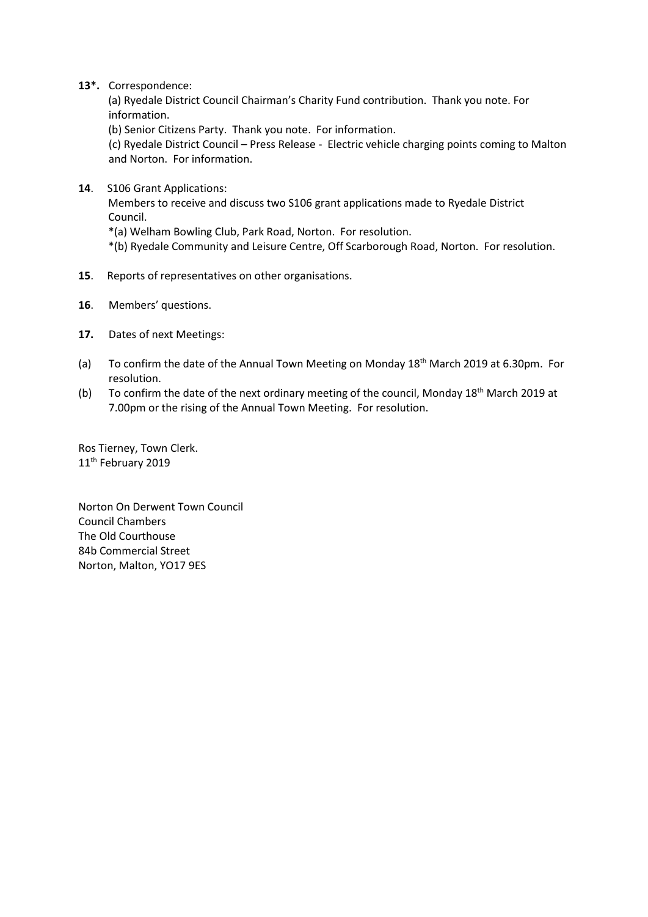**13*.** Correspondence:

(a) Ryedale District Council Chairman's Charity Fund contribution. Thank you note. For information.

(b) Senior Citizens Party. Thank you note. For information.

(c) Ryedale District Council – Press Release - Electric vehicle charging points coming to Malton and Norton. For information.

**14**. S106 Grant Applications:

Members to receive and discuss two S106 grant applications made to Ryedale District Council.

*(a) Welham Bowling Club, Park Road, Norton. For resolution.

*(b) Ryedale Community and Leisure Centre, Off Scarborough Road, Norton. For resolution.

**15**. Reports of representatives on other organisations.

**16**. Members' questions.

**17.** Dates of next Meetings:

(a) To confirm the date of the Annual Town Meeting on Monday 18th March 2019 at 6.30pm. For resolution.

(b) To confirm the date of the next ordinary meeting of the council, Monday 18th March 2019 at 7.00pm or the rising of the Annual Town Meeting. For resolution.

Ros Tierney, Town Clerk.
11th February 2019

Norton On Derwent Town Council
Council Chambers
The Old Courthouse
84b Commercial Street
Norton, Malton, YO17 9ES